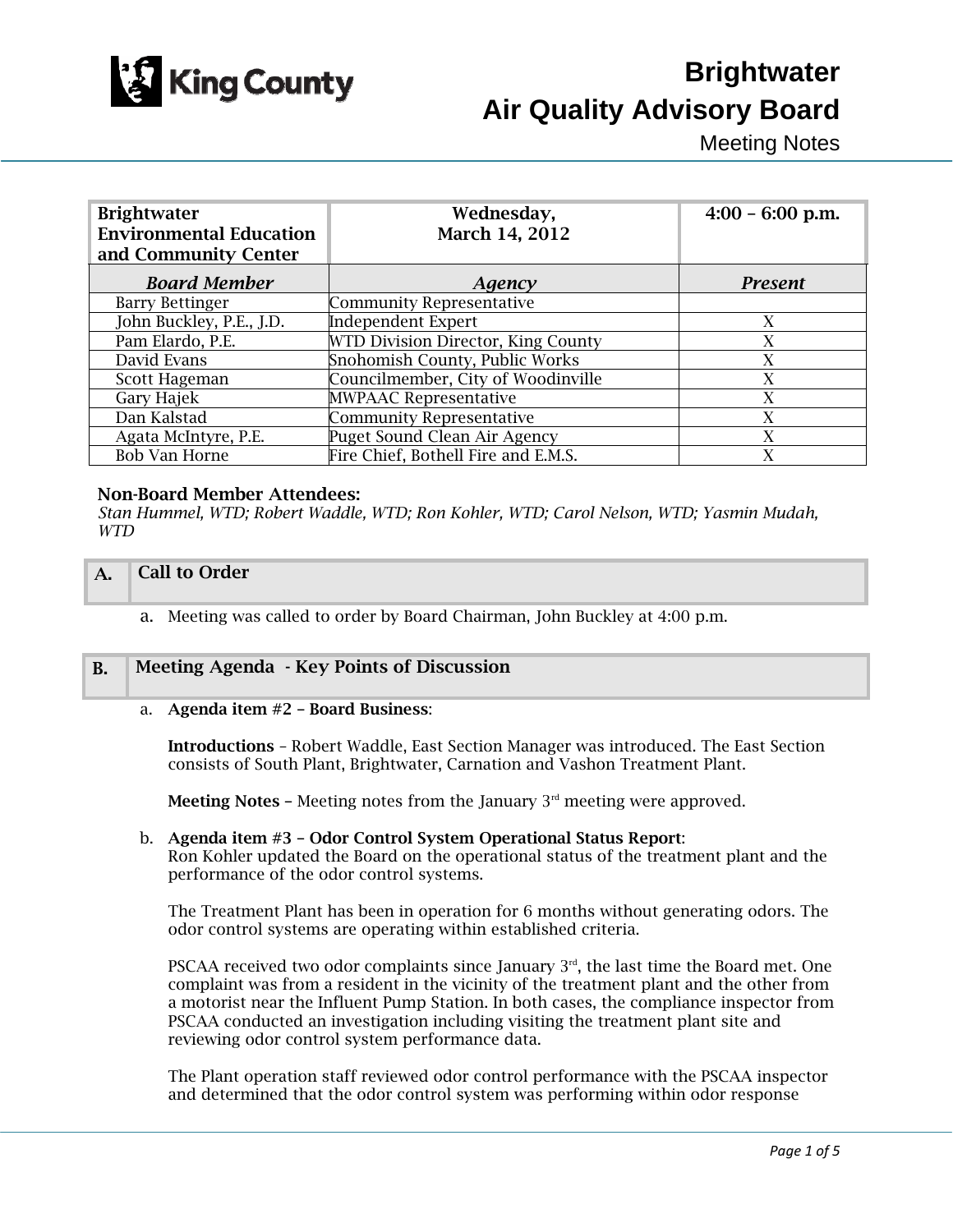King County

# Brightwater Air Quality Advisory Board

Meeting Notes

| Brightwater Environmental Education and Community Center | Wednesday, March 14, 2012 | 4:00 – 6:00 p.m. |
|---|---|---|
| ***Board Member*** | ***Agency*** | ***Present*** |
| Barry Bettinger | Community Representative | |
| John Buckley, P.E., J.D. | Independent Expert | X |
| Pam Elardo, P.E. | WTD Division Director, King County | X |
| David Evans | Snohomish County, Public Works | X |
| Scott Hageman | Councilmember, City of Woodinville | X |
| Gary Hajek | MWPAAC Representative | X |
| Dan Kalstad | Community Representative | X |
| Agata McIntyre, P.E. | Puget Sound Clean Air Agency | X |
| Bob Van Horne | Fire Chief, Bothell Fire and E.M.S. | X |

**Non-Board Member Attendees:**

*Stan Hummel, WTD; Robert Waddle, WTD; Ron Kohler, WTD; Carol Nelson, WTD; Yasmin Mudah, WTD*

## A. Call to Order

a. Meeting was called to order by Board Chairman, John Buckley at 4:00 p.m.

## B. Meeting Agenda - Key Points of Discussion

a. **Agenda item #2 – Board Business**:

**Introductions** – Robert Waddle, East Section Manager was introduced. The East Section consists of South Plant, Brightwater, Carnation and Vashon Treatment Plant.

**Meeting Notes** – Meeting notes from the January 3rd meeting were approved.

b. **Agenda item #3 – Odor Control System Operational Status Report**:
Ron Kohler updated the Board on the operational status of the treatment plant and the performance of the odor control systems.

The Treatment Plant has been in operation for 6 months without generating odors. The odor control systems are operating within established criteria.

PSCAA received two odor complaints since January 3rd, the last time the Board met. One complaint was from a resident in the vicinity of the treatment plant and the other from a motorist near the Influent Pump Station. In both cases, the compliance inspector from PSCAA conducted an investigation including visiting the treatment plant site and reviewing odor control system performance data.

The Plant operation staff reviewed odor control performance with the PSCAA inspector and determined that the odor control system was performing within odor response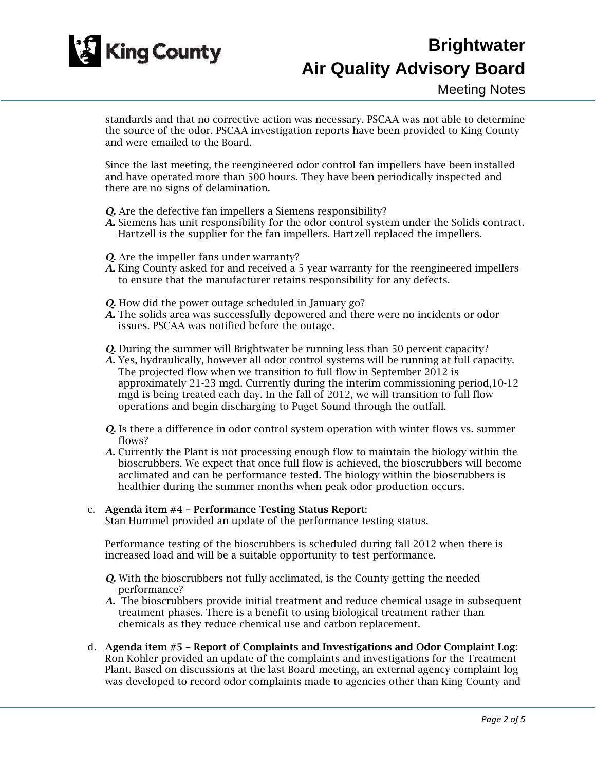standards and that no corrective action was necessary. PSCAA was not able to determine the source of the odor. PSCAA investigation reports have been provided to King County and were emailed to the Board.

Since the last meeting, the reengineered odor control fan impellers have been installed and have operated more than 500 hours. They have been periodically inspected and there are no signs of delamination.

***Q.*** Are the defective fan impellers a Siemens responsibility?
***A.*** Siemens has unit responsibility for the odor control system under the Solids contract. Hartzell is the supplier for the fan impellers. Hartzell replaced the impellers.

***Q.*** Are the impeller fans under warranty?
***A.*** King County asked for and received a 5 year warranty for the reengineered impellers to ensure that the manufacturer retains responsibility for any defects.

***Q.*** How did the power outage scheduled in January go?
***A.*** The solids area was successfully depowered and there were no incidents or odor issues. PSCAA was notified before the outage.

***Q.*** During the summer will Brightwater be running less than 50 percent capacity?
***A.*** Yes, hydraulically, however all odor control systems will be running at full capacity. The projected flow when we transition to full flow in September 2012 is approximately 21-23 mgd. Currently during the interim commissioning period,10-12 mgd is being treated each day. In the fall of 2012, we will transition to full flow operations and begin discharging to Puget Sound through the outfall.

***Q.*** Is there a difference in odor control system operation with winter flows vs. summer flows?
***A.*** Currently the Plant is not processing enough flow to maintain the biology within the bioscrubbers. We expect that once full flow is achieved, the bioscrubbers will become acclimated and can be performance tested. The biology within the bioscrubbers is healthier during the summer months when peak odor production occurs.

c. **Agenda item #4 – Performance Testing Status Report**:
Stan Hummel provided an update of the performance testing status.

Performance testing of the bioscrubbers is scheduled during fall 2012 when there is increased load and will be a suitable opportunity to test performance.

***Q.*** With the bioscrubbers not fully acclimated, is the County getting the needed performance?
***A.*** The bioscrubbers provide initial treatment and reduce chemical usage in subsequent treatment phases. There is a benefit to using biological treatment rather than chemicals as they reduce chemical use and carbon replacement.

d. **Agenda item #5 – Report of Complaints and Investigations and Odor Complaint Log**:
Ron Kohler provided an update of the complaints and investigations for the Treatment Plant. Based on discussions at the last Board meeting, an external agency complaint log was developed to record odor complaints made to agencies other than King County and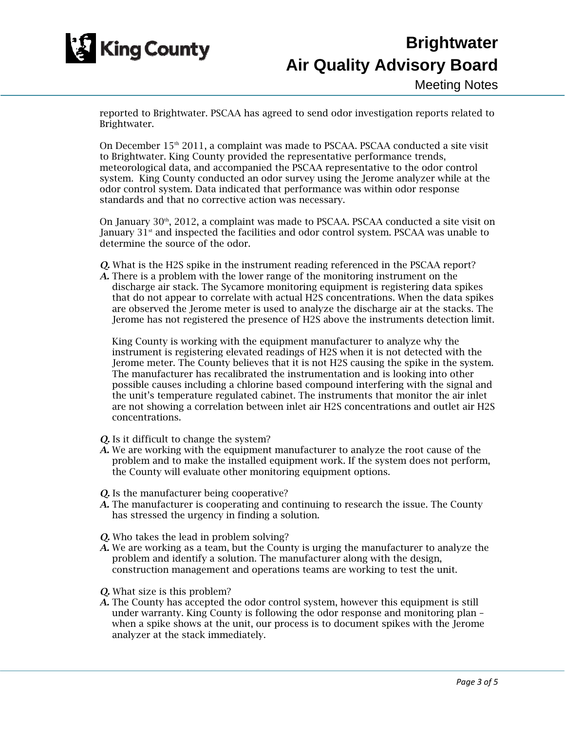reported to Brightwater. PSCAA has agreed to send odor investigation reports related to Brightwater.

On December 15th 2011, a complaint was made to PSCAA. PSCAA conducted a site visit to Brightwater. King County provided the representative performance trends, meteorological data, and accompanied the PSCAA representative to the odor control system. King County conducted an odor survey using the Jerome analyzer while at the odor control system. Data indicated that performance was within odor response standards and that no corrective action was necessary.

On January 30th, 2012, a complaint was made to PSCAA. PSCAA conducted a site visit on January 31st and inspected the facilities and odor control system. PSCAA was unable to determine the source of the odor.

***Q.*** What is the H2S spike in the instrument reading referenced in the PSCAA report?
***A.*** There is a problem with the lower range of the monitoring instrument on the discharge air stack. The Sycamore monitoring equipment is registering data spikes that do not appear to correlate with actual H2S concentrations. When the data spikes are observed the Jerome meter is used to analyze the discharge air at the stacks. The Jerome has not registered the presence of H2S above the instruments detection limit.

King County is working with the equipment manufacturer to analyze why the instrument is registering elevated readings of H2S when it is not detected with the Jerome meter. The County believes that it is not H2S causing the spike in the system. The manufacturer has recalibrated the instrumentation and is looking into other possible causes including a chlorine based compound interfering with the signal and the unit's temperature regulated cabinet. The instruments that monitor the air inlet are not showing a correlation between inlet air H2S concentrations and outlet air H2S concentrations.

***Q.*** Is it difficult to change the system?
***A.*** We are working with the equipment manufacturer to analyze the root cause of the problem and to make the installed equipment work. If the system does not perform, the County will evaluate other monitoring equipment options.

***Q.*** Is the manufacturer being cooperative?
***A.*** The manufacturer is cooperating and continuing to research the issue. The County has stressed the urgency in finding a solution.

***Q.*** Who takes the lead in problem solving?
***A.*** We are working as a team, but the County is urging the manufacturer to analyze the problem and identify a solution. The manufacturer along with the design, construction management and operations teams are working to test the unit.

***Q.*** What size is this problem?
***A.*** The County has accepted the odor control system, however this equipment is still under warranty. King County is following the odor response and monitoring plan – when a spike shows at the unit, our process is to document spikes with the Jerome analyzer at the stack immediately.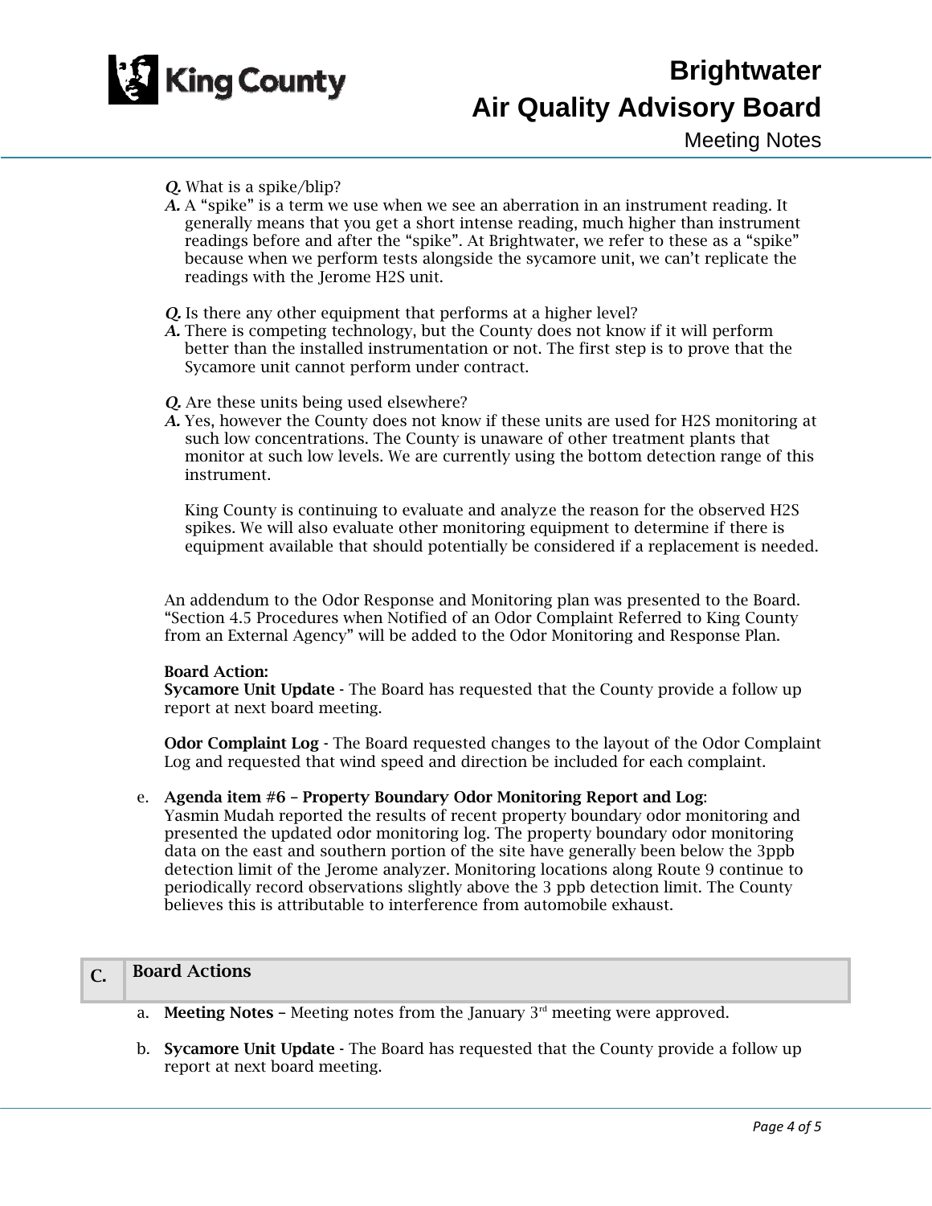*Q.* What is a spike/blip?

*A.* A "spike" is a term we use when we see an aberration in an instrument reading. It generally means that you get a short intense reading, much higher than instrument readings before and after the "spike". At Brightwater, we refer to these as a "spike" because when we perform tests alongside the sycamore unit, we can't replicate the readings with the Jerome H2S unit.

*Q.* Is there any other equipment that performs at a higher level?

*A.* There is competing technology, but the County does not know if it will perform better than the installed instrumentation or not. The first step is to prove that the Sycamore unit cannot perform under contract.

*Q.* Are these units being used elsewhere?

*A.* Yes, however the County does not know if these units are used for H2S monitoring at such low concentrations. The County is unaware of other treatment plants that monitor at such low levels. We are currently using the bottom detection range of this instrument.

King County is continuing to evaluate and analyze the reason for the observed H2S spikes. We will also evaluate other monitoring equipment to determine if there is equipment available that should potentially be considered if a replacement is needed.

An addendum to the Odor Response and Monitoring plan was presented to the Board. "Section 4.5 Procedures when Notified of an Odor Complaint Referred to King County from an External Agency" will be added to the Odor Monitoring and Response Plan.

**Board Action:**

**Sycamore Unit Update** - The Board has requested that the County provide a follow up report at next board meeting.

**Odor Complaint Log** - The Board requested changes to the layout of the Odor Complaint Log and requested that wind speed and direction be included for each complaint.

e. **Agenda item #6 – Property Boundary Odor Monitoring Report and Log**: Yasmin Mudah reported the results of recent property boundary odor monitoring and presented the updated odor monitoring log. The property boundary odor monitoring data on the east and southern portion of the site have generally been below the 3ppb detection limit of the Jerome analyzer. Monitoring locations along Route 9 continue to periodically record observations slightly above the 3 ppb detection limit. The County believes this is attributable to interference from automobile exhaust.

## C. Board Actions

a. **Meeting Notes** – Meeting notes from the January 3rd meeting were approved.

b. **Sycamore Unit Update** - The Board has requested that the County provide a follow up report at next board meeting.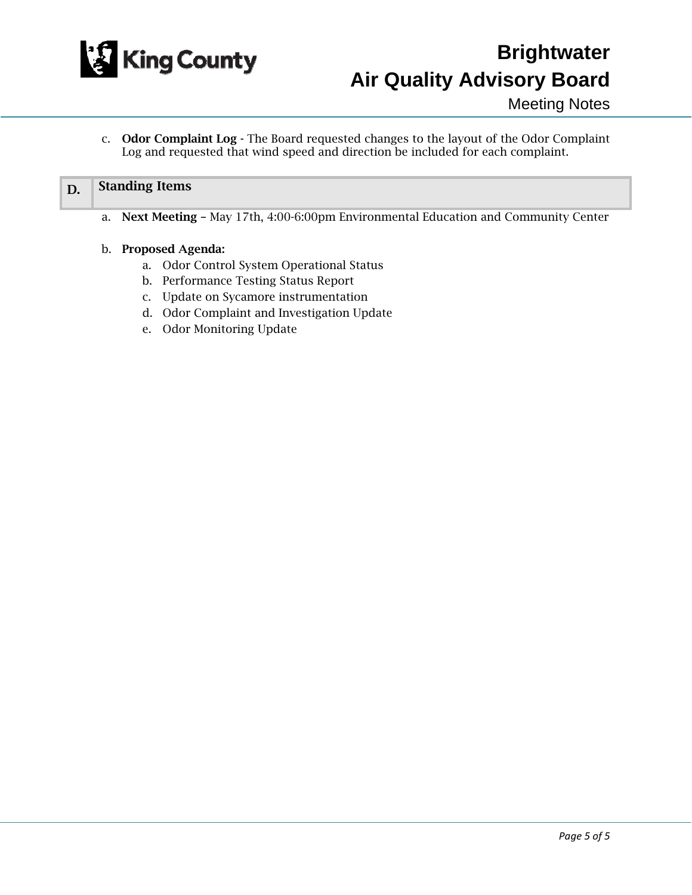c. **Odor Complaint Log** - The Board requested changes to the layout of the Odor Complaint Log and requested that wind speed and direction be included for each complaint.

## D. Standing Items

a. **Next Meeting** – May 17th, 4:00-6:00pm Environmental Education and Community Center

b. **Proposed Agenda:**
   - a. Odor Control System Operational Status
   - b. Performance Testing Status Report
   - c. Update on Sycamore instrumentation
   - d. Odor Complaint and Investigation Update
   - e. Odor Monitoring Update